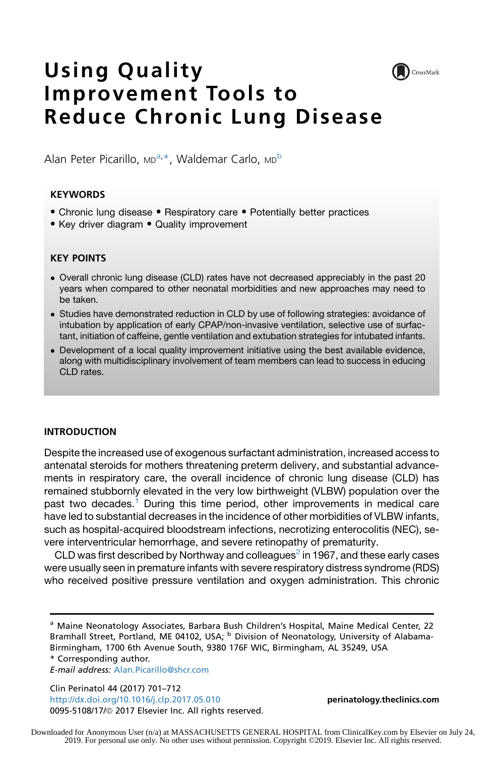# Using Quality Improvement Tools to Reduce Chronic Lung Disease

Alan Peter Picarillo, MD[a,*], Waldemar Carlo, MD[b]

## KEYWORDS

- Chronic lung disease • Respiratory care • Potentially better practices
- Key driver diagram • Quality improvement

## KEY POINTS

- Overall chronic lung disease (CLD) rates have not decreased appreciably in the past 20 years when compared to other neonatal morbidities and new approaches may need to be taken.
- Studies have demonstrated reduction in CLD by use of following strategies: avoidance of intubation by application of early CPAP/non-invasive ventilation, selective use of surfactant, initiation of caffeine, gentle ventilation and extubation strategies for intubated infants.
- Development of a local quality improvement initiative using the best available evidence, along with multidisciplinary involvement of team members can lead to success in educing CLD rates.

## INTRODUCTION

Despite the increased use of exogenous surfactant administration, increased access to antenatal steroids for mothers threatening preterm delivery, and substantial advancements in respiratory care, the overall incidence of chronic lung disease (CLD) has remained stubbornly elevated in the very low birthweight (VLBW) population over the past two decades.[1] During this time period, other improvements in medical care have led to substantial decreases in the incidence of other morbidities of VLBW infants, such as hospital-acquired bloodstream infections, necrotizing enterocolitis (NEC), severe interventricular hemorrhage, and severe retinopathy of prematurity.

CLD was first described by Northway and colleagues[2] in 1967, and these early cases were usually seen in premature infants with severe respiratory distress syndrome (RDS) who received positive pressure ventilation and oxygen administration. This chronic

[a] Maine Neonatology Associates, Barbara Bush Children's Hospital, Maine Medical Center, 22 Bramhall Street, Portland, ME 04102, USA; [b] Division of Neonatology, University of Alabama-Birmingham, 1700 6th Avenue South, 9380 176F WIC, Birmingham, AL 35249, USA

* Corresponding author.

*E-mail address:* Alan.Picarillo@shcr.com

http://dx.doi.org/10.1016/j.clp.2017.05.010

0095-5108/17/© 2017 Elsevier Inc. All rights reserved.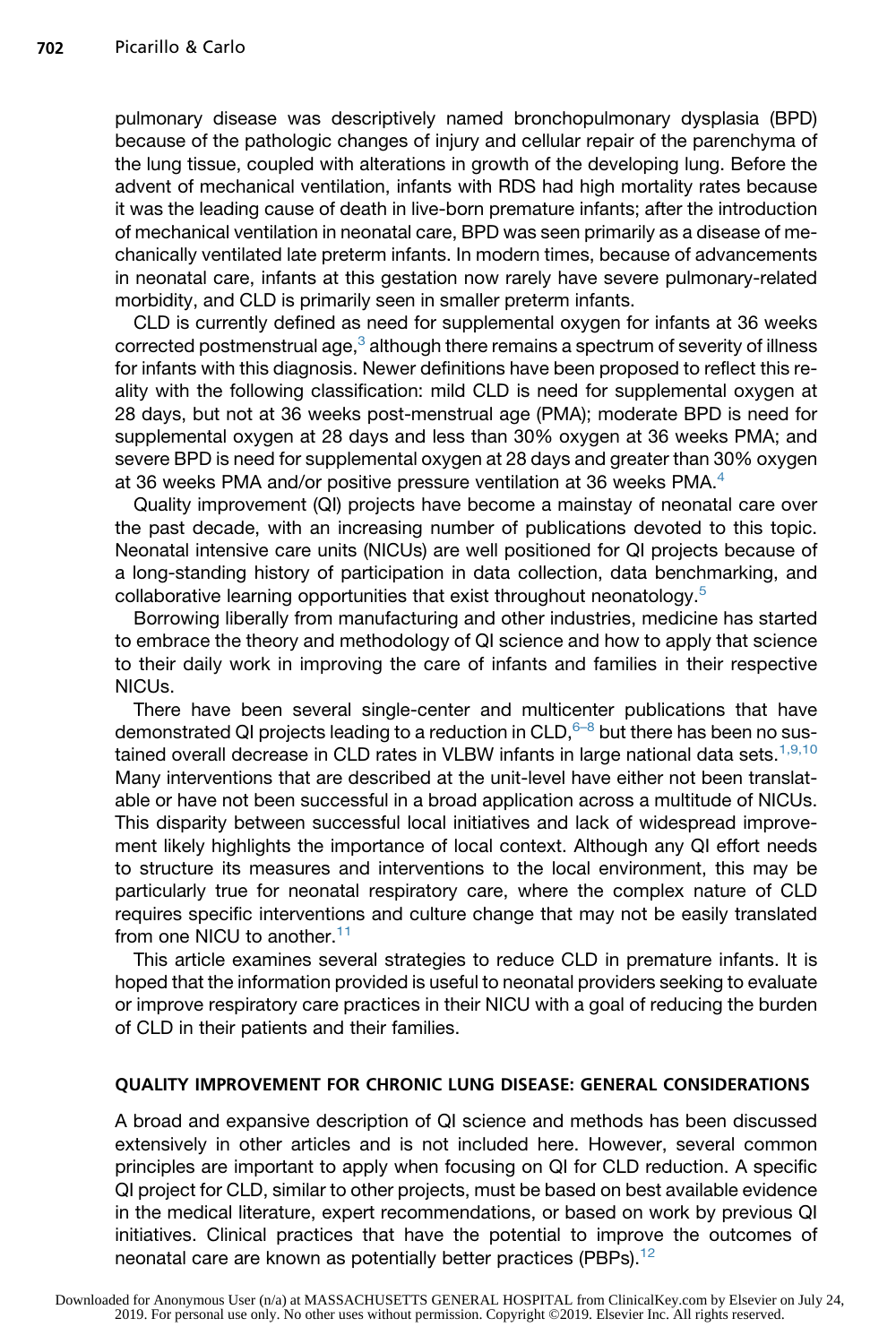pulmonary disease was descriptively named bronchopulmonary dysplasia (BPD) because of the pathologic changes of injury and cellular repair of the parenchyma of the lung tissue, coupled with alterations in growth of the developing lung. Before the advent of mechanical ventilation, infants with RDS had high mortality rates because it was the leading cause of death in live-born premature infants; after the introduction of mechanical ventilation in neonatal care, BPD was seen primarily as a disease of mechanically ventilated late preterm infants. In modern times, because of advancements in neonatal care, infants at this gestation now rarely have severe pulmonary-related morbidity, and CLD is primarily seen in smaller preterm infants.

CLD is currently defined as need for supplemental oxygen for infants at 36 weeks corrected postmenstrual age,[3] although there remains a spectrum of severity of illness for infants with this diagnosis. Newer definitions have been proposed to reflect this reality with the following classification: mild CLD is need for supplemental oxygen at 28 days, but not at 36 weeks post-menstrual age (PMA); moderate BPD is need for supplemental oxygen at 28 days and less than 30% oxygen at 36 weeks PMA; and severe BPD is need for supplemental oxygen at 28 days and greater than 30% oxygen at 36 weeks PMA and/or positive pressure ventilation at 36 weeks PMA.[4]

Quality improvement (QI) projects have become a mainstay of neonatal care over the past decade, with an increasing number of publications devoted to this topic. Neonatal intensive care units (NICUs) are well positioned for QI projects because of a long-standing history of participation in data collection, data benchmarking, and collaborative learning opportunities that exist throughout neonatology.[5]

Borrowing liberally from manufacturing and other industries, medicine has started to embrace the theory and methodology of QI science and how to apply that science to their daily work in improving the care of infants and families in their respective NICUs.

There have been several single-center and multicenter publications that have demonstrated QI projects leading to a reduction in CLD,[6–8] but there has been no sustained overall decrease in CLD rates in VLBW infants in large national data sets.[1,9,10] Many interventions that are described at the unit-level have either not been translatable or have not been successful in a broad application across a multitude of NICUs. This disparity between successful local initiatives and lack of widespread improvement likely highlights the importance of local context. Although any QI effort needs to structure its measures and interventions to the local environment, this may be particularly true for neonatal respiratory care, where the complex nature of CLD requires specific interventions and culture change that may not be easily translated from one NICU to another.[11]

This article examines several strategies to reduce CLD in premature infants. It is hoped that the information provided is useful to neonatal providers seeking to evaluate or improve respiratory care practices in their NICU with a goal of reducing the burden of CLD in their patients and their families.

## QUALITY IMPROVEMENT FOR CHRONIC LUNG DISEASE: GENERAL CONSIDERATIONS

A broad and expansive description of QI science and methods has been discussed extensively in other articles and is not included here. However, several common principles are important to apply when focusing on QI for CLD reduction. A specific QI project for CLD, similar to other projects, must be based on best available evidence in the medical literature, expert recommendations, or based on work by previous QI initiatives. Clinical practices that have the potential to improve the outcomes of neonatal care are known as potentially better practices (PBPs).[12]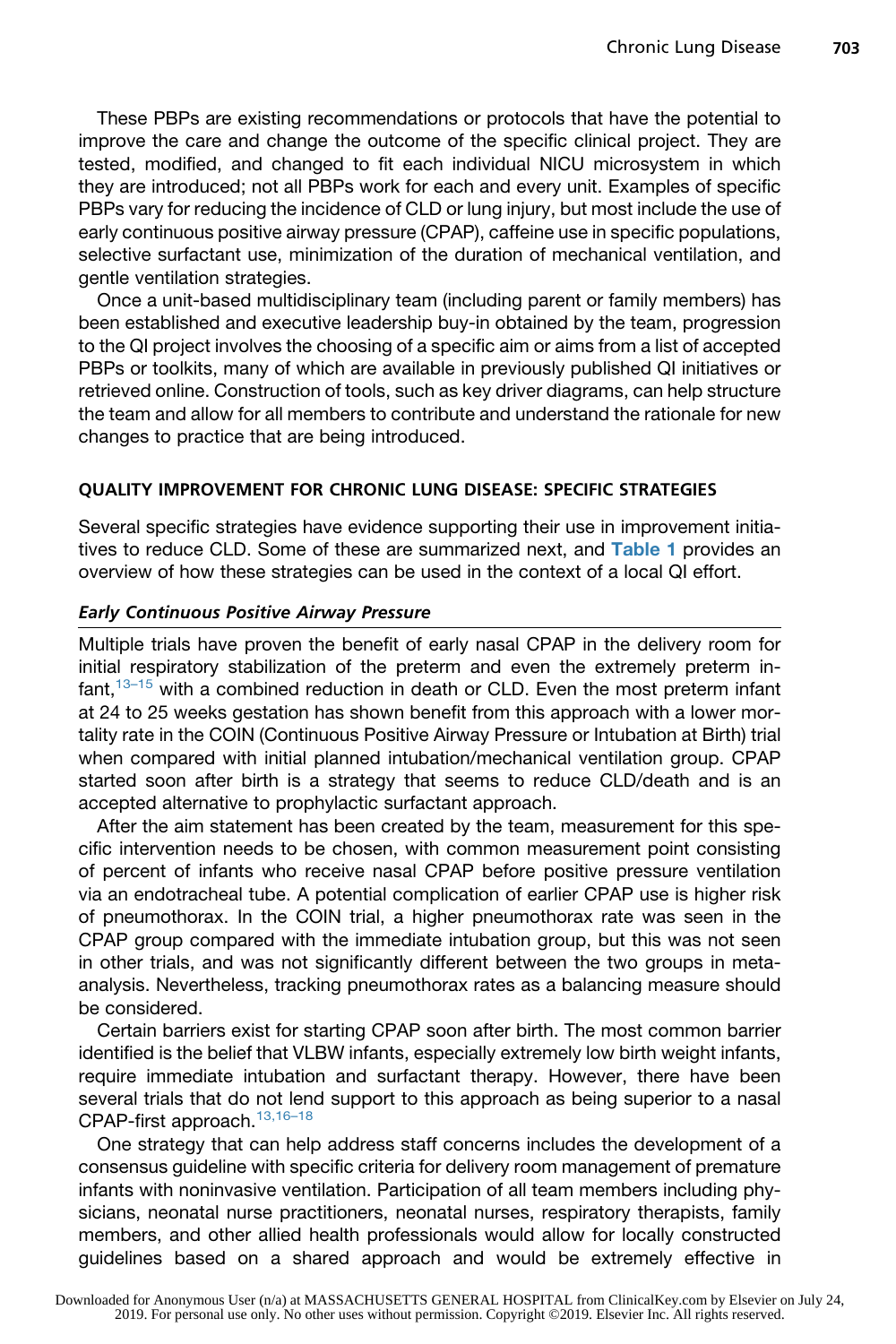These PBPs are existing recommendations or protocols that have the potential to improve the care and change the outcome of the specific clinical project. They are tested, modified, and changed to fit each individual NICU microsystem in which they are introduced; not all PBPs work for each and every unit. Examples of specific PBPs vary for reducing the incidence of CLD or lung injury, but most include the use of early continuous positive airway pressure (CPAP), caffeine use in specific populations, selective surfactant use, minimization of the duration of mechanical ventilation, and gentle ventilation strategies.

Once a unit-based multidisciplinary team (including parent or family members) has been established and executive leadership buy-in obtained by the team, progression to the QI project involves the choosing of a specific aim or aims from a list of accepted PBPs or toolkits, many of which are available in previously published QI initiatives or retrieved online. Construction of tools, such as key driver diagrams, can help structure the team and allow for all members to contribute and understand the rationale for new changes to practice that are being introduced.

## QUALITY IMPROVEMENT FOR CHRONIC LUNG DISEASE: SPECIFIC STRATEGIES

Several specific strategies have evidence supporting their use in improvement initiatives to reduce CLD. Some of these are summarized next, and **Table 1** provides an overview of how these strategies can be used in the context of a local QI effort.

### *Early Continuous Positive Airway Pressure*

Multiple trials have proven the benefit of early nasal CPAP in the delivery room for initial respiratory stabilization of the preterm and even the extremely preterm infant,[13–15] with a combined reduction in death or CLD. Even the most preterm infant at 24 to 25 weeks gestation has shown benefit from this approach with a lower mortality rate in the COIN (Continuous Positive Airway Pressure or Intubation at Birth) trial when compared with initial planned intubation/mechanical ventilation group. CPAP started soon after birth is a strategy that seems to reduce CLD/death and is an accepted alternative to prophylactic surfactant approach.

After the aim statement has been created by the team, measurement for this specific intervention needs to be chosen, with common measurement point consisting of percent of infants who receive nasal CPAP before positive pressure ventilation via an endotracheal tube. A potential complication of earlier CPAP use is higher risk of pneumothorax. In the COIN trial, a higher pneumothorax rate was seen in the CPAP group compared with the immediate intubation group, but this was not seen in other trials, and was not significantly different between the two groups in meta-analysis. Nevertheless, tracking pneumothorax rates as a balancing measure should be considered.

Certain barriers exist for starting CPAP soon after birth. The most common barrier identified is the belief that VLBW infants, especially extremely low birth weight infants, require immediate intubation and surfactant therapy. However, there have been several trials that do not lend support to this approach as being superior to a nasal CPAP-first approach.[13,16–18]

One strategy that can help address staff concerns includes the development of a consensus guideline with specific criteria for delivery room management of premature infants with noninvasive ventilation. Participation of all team members including physicians, neonatal nurse practitioners, neonatal nurses, respiratory therapists, family members, and other allied health professionals would allow for locally constructed guidelines based on a shared approach and would be extremely effective in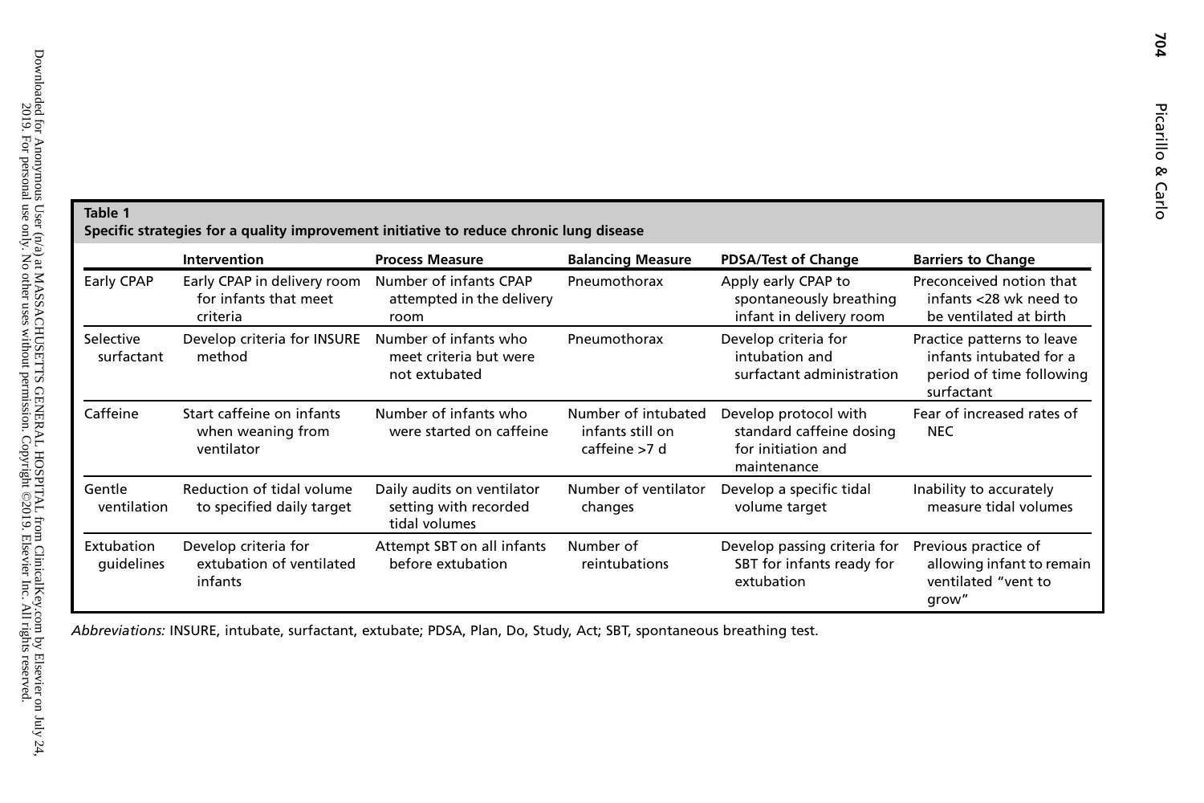**Table 1**
**Specific strategies for a quality improvement initiative to reduce chronic lung disease**

| | Intervention | Process Measure | Balancing Measure | PDSA/Test of Change | Barriers to Change |
|---|---|---|---|---|---|
| Early CPAP | Early CPAP in delivery room for infants that meet criteria | Number of infants CPAP attempted in the delivery room | Pneumothorax | Apply early CPAP to spontaneously breathing infant in delivery room | Preconceived notion that infants <28 wk need to be ventilated at birth |
| Selective surfactant | Develop criteria for INSURE method | Number of infants who meet criteria but were not extubated | Pneumothorax | Develop criteria for intubation and surfactant administration | Practice patterns to leave infants intubated for a period of time following surfactant |
| Caffeine | Start caffeine on infants when weaning from ventilator | Number of infants who were started on caffeine | Number of intubated infants still on caffeine >7 d | Develop protocol with standard caffeine dosing for initiation and maintenance | Fear of increased rates of NEC |
| Gentle ventilation | Reduction of tidal volume to specified daily target | Daily audits on ventilator setting with recorded tidal volumes | Number of ventilator changes | Develop a specific tidal volume target | Inability to accurately measure tidal volumes |
| Extubation guidelines | Develop criteria for extubation of ventilated infants | Attempt SBT on all infants before extubation | Number of reintubations | Develop passing criteria for SBT for infants ready for extubation | Previous practice of allowing infant to remain ventilated "vent to grow" |

*Abbreviations:* INSURE, intubate, surfactant, extubate; PDSA, Plan, Do, Study, Act; SBT, spontaneous breathing test.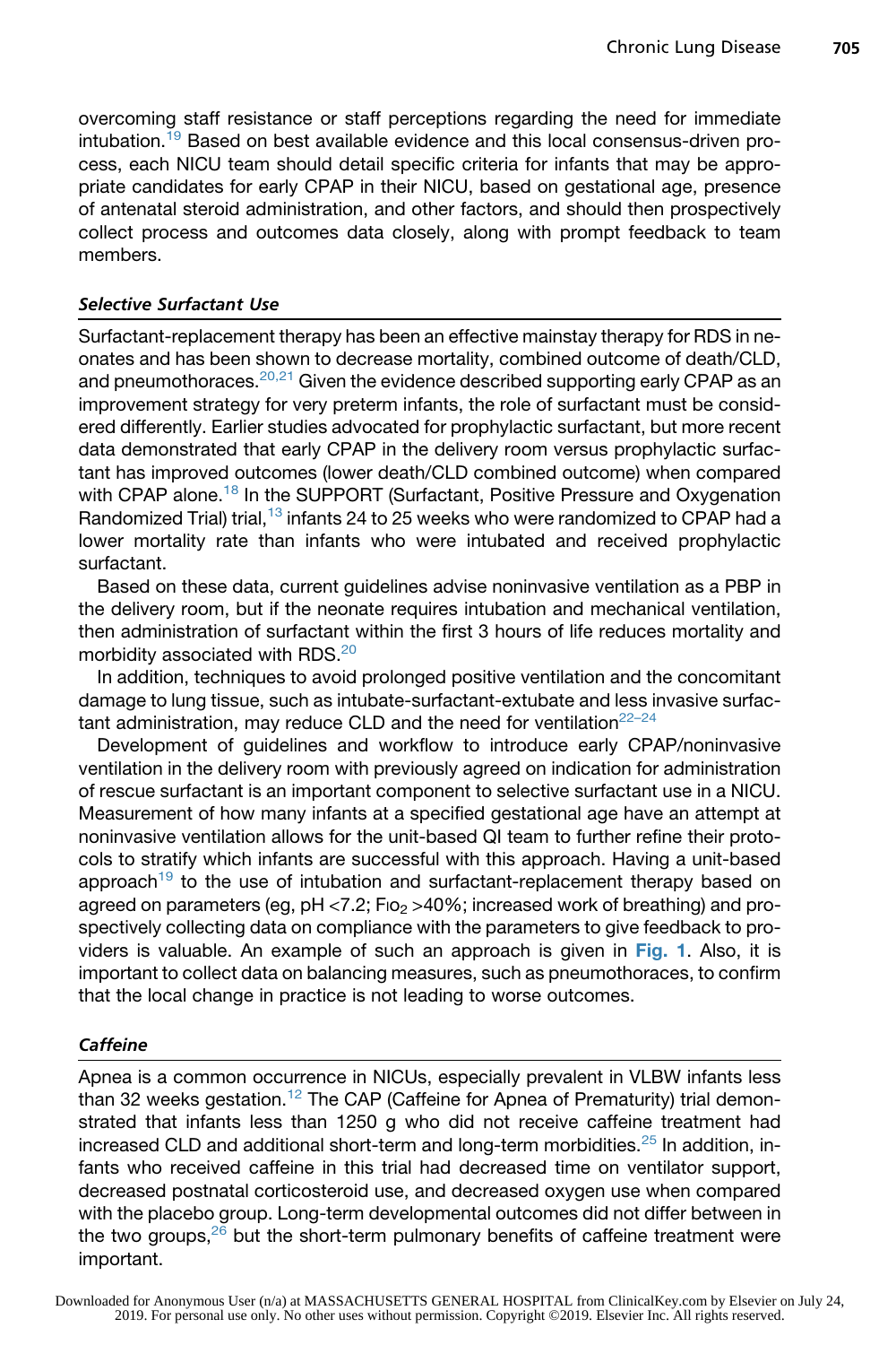overcoming staff resistance or staff perceptions regarding the need for immediate intubation.[19] Based on best available evidence and this local consensus-driven process, each NICU team should detail specific criteria for infants that may be appropriate candidates for early CPAP in their NICU, based on gestational age, presence of antenatal steroid administration, and other factors, and should then prospectively collect process and outcomes data closely, along with prompt feedback to team members.

### *Selective Surfactant Use*

Surfactant-replacement therapy has been an effective mainstay therapy for RDS in neonates and has been shown to decrease mortality, combined outcome of death/CLD, and pneumothoraces.[20,21] Given the evidence described supporting early CPAP as an improvement strategy for very preterm infants, the role of surfactant must be considered differently. Earlier studies advocated for prophylactic surfactant, but more recent data demonstrated that early CPAP in the delivery room versus prophylactic surfactant has improved outcomes (lower death/CLD combined outcome) when compared with CPAP alone.[18] In the SUPPORT (Surfactant, Positive Pressure and Oxygenation Randomized Trial) trial,[13] infants 24 to 25 weeks who were randomized to CPAP had a lower mortality rate than infants who were intubated and received prophylactic surfactant.

Based on these data, current guidelines advise noninvasive ventilation as a PBP in the delivery room, but if the neonate requires intubation and mechanical ventilation, then administration of surfactant within the first 3 hours of life reduces mortality and morbidity associated with RDS.[20]

In addition, techniques to avoid prolonged positive ventilation and the concomitant damage to lung tissue, such as intubate-surfactant-extubate and less invasive surfactant administration, may reduce CLD and the need for ventilation[22–24]

Development of guidelines and workflow to introduce early CPAP/noninvasive ventilation in the delivery room with previously agreed on indication for administration of rescue surfactant is an important component to selective surfactant use in a NICU. Measurement of how many infants at a specified gestational age have an attempt at noninvasive ventilation allows for the unit-based QI team to further refine their protocols to stratify which infants are successful with this approach. Having a unit-based approach[19] to the use of intubation and surfactant-replacement therapy based on agreed on parameters (eg, pH <7.2; $FiO_2$ >40%; increased work of breathing) and prospectively collecting data on compliance with the parameters to give feedback to providers is valuable. An example of such an approach is given in **Fig. 1**. Also, it is important to collect data on balancing measures, such as pneumothoraces, to confirm that the local change in practice is not leading to worse outcomes.

### *Caffeine*

Apnea is a common occurrence in NICUs, especially prevalent in VLBW infants less than 32 weeks gestation.[12] The CAP (Caffeine for Apnea of Prematurity) trial demonstrated that infants less than 1250 g who did not receive caffeine treatment had increased CLD and additional short-term and long-term morbidities.[25] In addition, infants who received caffeine in this trial had decreased time on ventilator support, decreased postnatal corticosteroid use, and decreased oxygen use when compared with the placebo group. Long-term developmental outcomes did not differ between in the two groups,[26] but the short-term pulmonary benefits of caffeine treatment were important.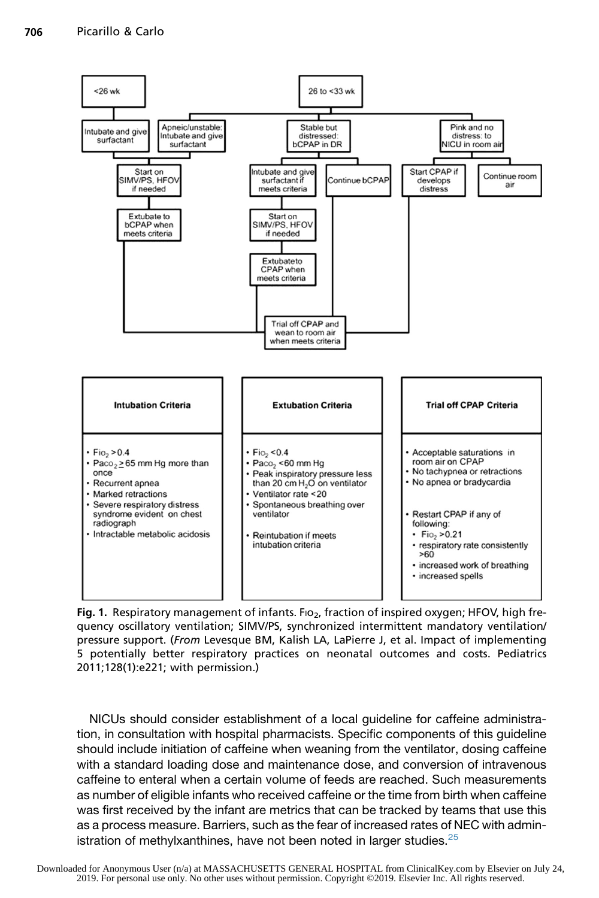- <26 wk
  - Intubate and give surfactant
    - Start on SIMV/PS, HFOV if needed
      - Extubate to bCPAP when meets criteria
        - Trial off CPAP and wean to room air when meets criteria
- 26 to <33 wk
  - Apneic/unstable: Intubate and give surfactant
    - Start on SIMV/PS, HFOV if needed
      - Extubate to bCPAP when meets criteria
        - Trial off CPAP and wean to room air when meets criteria
  - Stable but distressed: bCPAP in DR
    - Intubate and give surfactant if meets criteria
      - Start on SIMV/PS, HFOV if needed
        - Extubate to CPAP when meets criteria
          - Trial off CPAP and wean to room air when meets criteria
    - Continue bCPAP
      - Trial off CPAP and wean to room air when meets criteria
  - Pink and no distress: to NICU in room air
    - Start CPAP if develops distress
      - Trial off CPAP and wean to room air when meets criteria
    - Continue room air

| Intubation Criteria | Extubation Criteria | Trial off CPAP Criteria |
|---|---|---|
| • $FiO_2$ >0.4<br>• $PaCO_2$ ≥65 mm Hg more than once<br>• Recurrent apnea<br>• Marked retractions<br>• Severe respiratory distress syndrome evident on chest radiograph<br>• Intractable metabolic acidosis | • $FiO_2$ <0.4<br>• $PaCO_2$ <60 mm Hg<br>• Peak inspiratory pressure less than 20 cm $H_2O$ on ventilator<br>• Ventilator rate <20<br>• Spontaneous breathing over ventilator<br><br>• Reintubation if meets intubation criteria | • Acceptable saturations in room air on CPAP<br>• No tachypnea or retractions<br>• No apnea or bradycardia<br><br>• Restart CPAP if any of following:<br>  • $FiO_2$ >0.21<br>  • respiratory rate consistently >60<br>  • increased work of breathing<br>  • increased spells |

**Fig. 1.** Respiratory management of infants. $FiO_2$, fraction of inspired oxygen; HFOV, high frequency oscillatory ventilation; SIMV/PS, synchronized intermittent mandatory ventilation/pressure support. (*From* Levesque BM, Kalish LA, LaPierre J, et al. Impact of implementing 5 potentially better respiratory practices on neonatal outcomes and costs. Pediatrics 2011;128(1):e221; with permission.)

NICUs should consider establishment of a local guideline for caffeine administration, in consultation with hospital pharmacists. Specific components of this guideline should include initiation of caffeine when weaning from the ventilator, dosing caffeine with a standard loading dose and maintenance dose, and conversion of intravenous caffeine to enteral when a certain volume of feeds are reached. Such measurements as number of eligible infants who received caffeine or the time from birth when caffeine was first received by the infant are metrics that can be tracked by teams that use this as a process measure. Barriers, such as the fear of increased rates of NEC with administration of methylxanthines, have not been noted in larger studies.[25]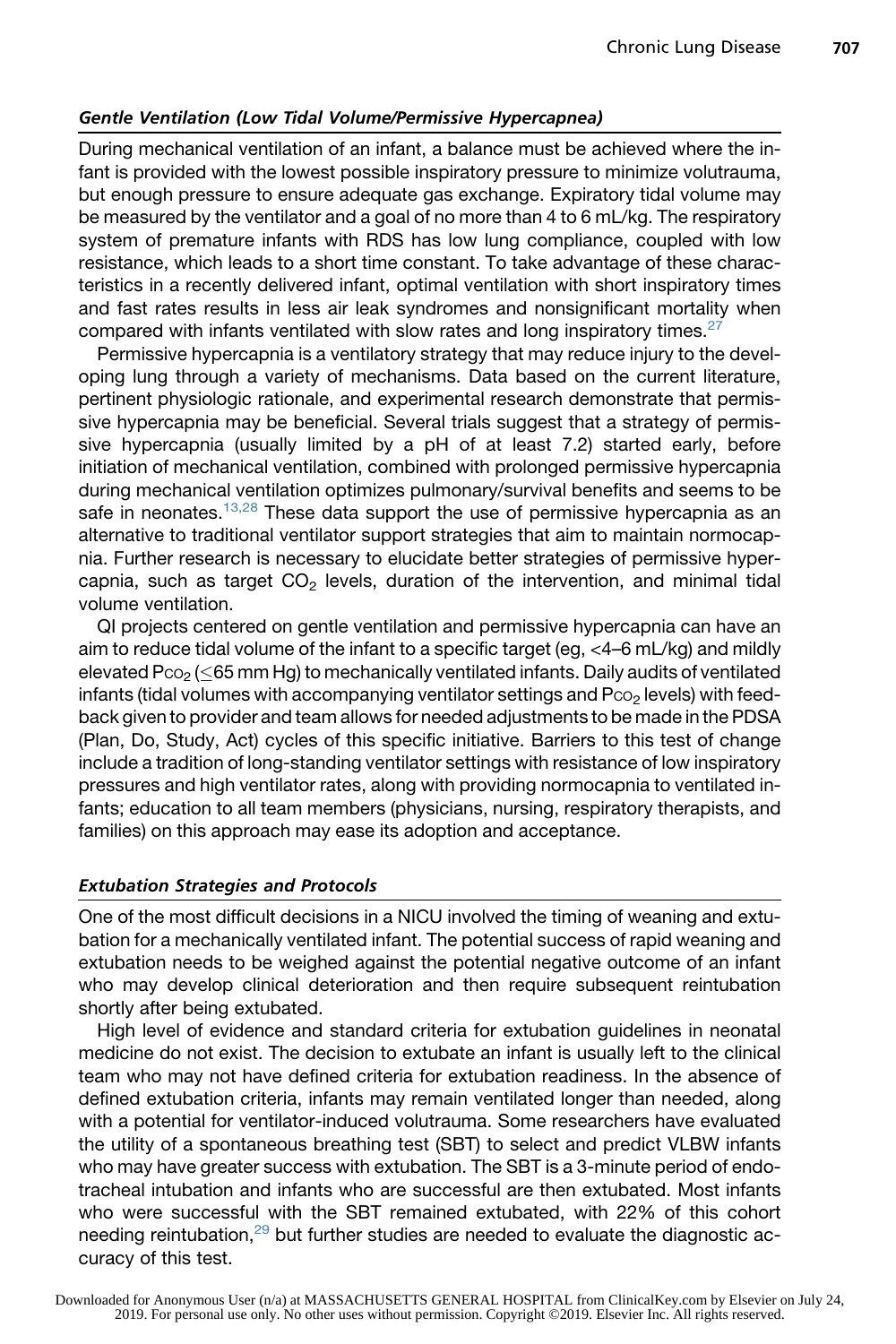### *Gentle Ventilation (Low Tidal Volume/Permissive Hypercapnea)*

During mechanical ventilation of an infant, a balance must be achieved where the infant is provided with the lowest possible inspiratory pressure to minimize volutrauma, but enough pressure to ensure adequate gas exchange. Expiratory tidal volume may be measured by the ventilator and a goal of no more than 4 to 6 mL/kg. The respiratory system of premature infants with RDS has low lung compliance, coupled with low resistance, which leads to a short time constant. To take advantage of these characteristics in a recently delivered infant, optimal ventilation with short inspiratory times and fast rates results in less air leak syndromes and nonsignificant mortality when compared with infants ventilated with slow rates and long inspiratory times.[27]

Permissive hypercapnia is a ventilatory strategy that may reduce injury to the developing lung through a variety of mechanisms. Data based on the current literature, pertinent physiologic rationale, and experimental research demonstrate that permissive hypercapnia may be beneficial. Several trials suggest that a strategy of permissive hypercapnia (usually limited by a pH of at least 7.2) started early, before initiation of mechanical ventilation, combined with prolonged permissive hypercapnia during mechanical ventilation optimizes pulmonary/survival benefits and seems to be safe in neonates.[13,28] These data support the use of permissive hypercapnia as an alternative to traditional ventilator support strategies that aim to maintain normocapnia. Further research is necessary to elucidate better strategies of permissive hypercapnia, such as target $CO_2$ levels, duration of the intervention, and minimal tidal volume ventilation.

QI projects centered on gentle ventilation and permissive hypercapnia can have an aim to reduce tidal volume of the infant to a specific target (eg, <4–6 mL/kg) and mildly elevated $P_{CO_2}$ ($\leq$65 mm Hg) to mechanically ventilated infants. Daily audits of ventilated infants (tidal volumes with accompanying ventilator settings and $P_{CO_2}$ levels) with feedback given to provider and team allows for needed adjustments to be made in the PDSA (Plan, Do, Study, Act) cycles of this specific initiative. Barriers to this test of change include a tradition of long-standing ventilator settings with resistance of low inspiratory pressures and high ventilator rates, along with providing normocapnia to ventilated infants; education to all team members (physicians, nursing, respiratory therapists, and families) on this approach may ease its adoption and acceptance.

### *Extubation Strategies and Protocols*

One of the most difficult decisions in a NICU involved the timing of weaning and extubation for a mechanically ventilated infant. The potential success of rapid weaning and extubation needs to be weighed against the potential negative outcome of an infant who may develop clinical deterioration and then require subsequent reintubation shortly after being extubated.

High level of evidence and standard criteria for extubation guidelines in neonatal medicine do not exist. The decision to extubate an infant is usually left to the clinical team who may not have defined criteria for extubation readiness. In the absence of defined extubation criteria, infants may remain ventilated longer than needed, along with a potential for ventilator-induced volutrauma. Some researchers have evaluated the utility of a spontaneous breathing test (SBT) to select and predict VLBW infants who may have greater success with extubation. The SBT is a 3-minute period of endotracheal intubation and infants who are successful are then extubated. Most infants who were successful with the SBT remained extubated, with 22% of this cohort needing reintubation,[29] but further studies are needed to evaluate the diagnostic accuracy of this test.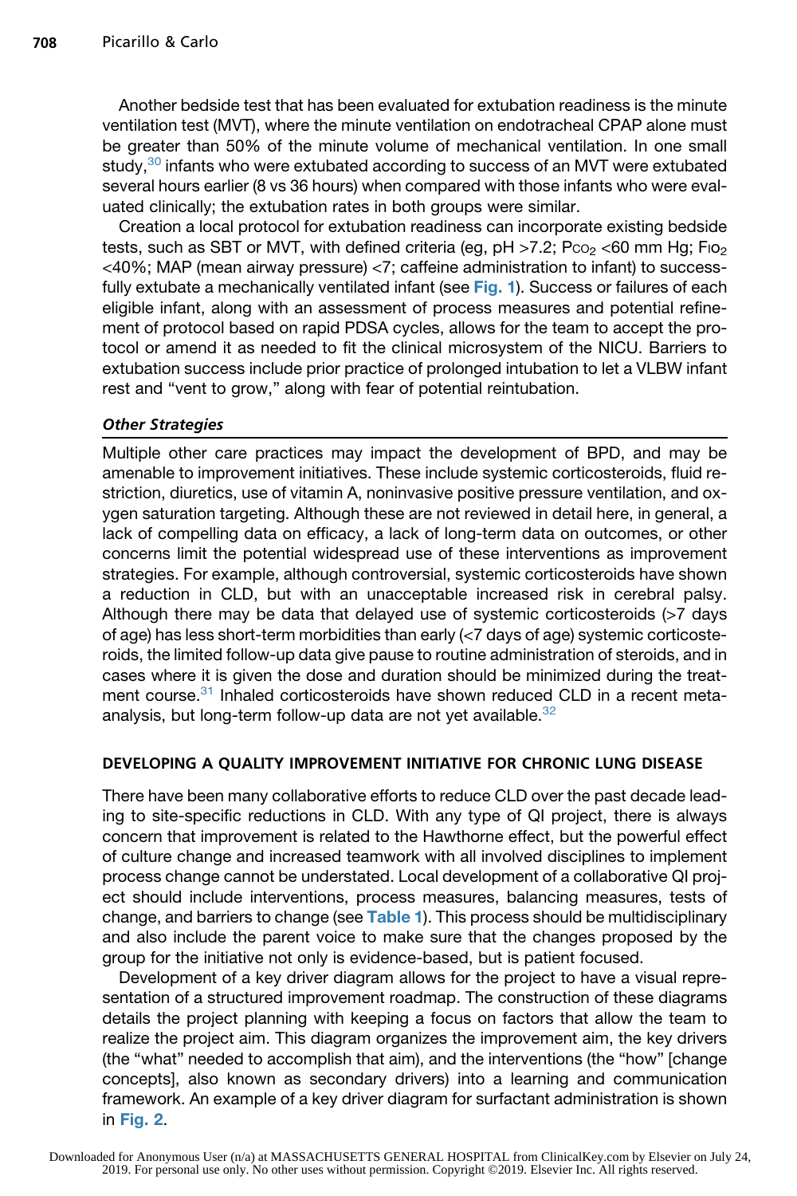Another bedside test that has been evaluated for extubation readiness is the minute ventilation test (MVT), where the minute ventilation on endotracheal CPAP alone must be greater than 50% of the minute volume of mechanical ventilation. In one small study,[30] infants who were extubated according to success of an MVT were extubated several hours earlier (8 vs 36 hours) when compared with those infants who were evaluated clinically; the extubation rates in both groups were similar.

Creation a local protocol for extubation readiness can incorporate existing bedside tests, such as SBT or MVT, with defined criteria (eg, pH >7.2; $P_{CO_2}$ <60 mm Hg; $F_{IO_2}$ <40%; MAP (mean airway pressure) <7; caffeine administration to infant) to successfully extubate a mechanically ventilated infant (see **Fig. 1**). Success or failures of each eligible infant, along with an assessment of process measures and potential refinement of protocol based on rapid PDSA cycles, allows for the team to accept the protocol or amend it as needed to fit the clinical microsystem of the NICU. Barriers to extubation success include prior practice of prolonged intubation to let a VLBW infant rest and "vent to grow," along with fear of potential reintubation.

### *Other Strategies*

Multiple other care practices may impact the development of BPD, and may be amenable to improvement initiatives. These include systemic corticosteroids, fluid restriction, diuretics, use of vitamin A, noninvasive positive pressure ventilation, and oxygen saturation targeting. Although these are not reviewed in detail here, in general, a lack of compelling data on efficacy, a lack of long-term data on outcomes, or other concerns limit the potential widespread use of these interventions as improvement strategies. For example, although controversial, systemic corticosteroids have shown a reduction in CLD, but with an unacceptable increased risk in cerebral palsy. Although there may be data that delayed use of systemic corticosteroids (>7 days of age) has less short-term morbidities than early (<7 days of age) systemic corticosteroids, the limited follow-up data give pause to routine administration of steroids, and in cases where it is given the dose and duration should be minimized during the treatment course.[31] Inhaled corticosteroids have shown reduced CLD in a recent meta-analysis, but long-term follow-up data are not yet available.[32]

## DEVELOPING A QUALITY IMPROVEMENT INITIATIVE FOR CHRONIC LUNG DISEASE

There have been many collaborative efforts to reduce CLD over the past decade leading to site-specific reductions in CLD. With any type of QI project, there is always concern that improvement is related to the Hawthorne effect, but the powerful effect of culture change and increased teamwork with all involved disciplines to implement process change cannot be understated. Local development of a collaborative QI project should include interventions, process measures, balancing measures, tests of change, and barriers to change (see **Table 1**). This process should be multidisciplinary and also include the parent voice to make sure that the changes proposed by the group for the initiative not only is evidence-based, but is patient focused.

Development of a key driver diagram allows for the project to have a visual representation of a structured improvement roadmap. The construction of these diagrams details the project planning with keeping a focus on factors that allow the team to realize the project aim. This diagram organizes the improvement aim, the key drivers (the "what" needed to accomplish that aim), and the interventions (the "how" [change concepts], also known as secondary drivers) into a learning and communication framework. An example of a key driver diagram for surfactant administration is shown in **Fig. 2**.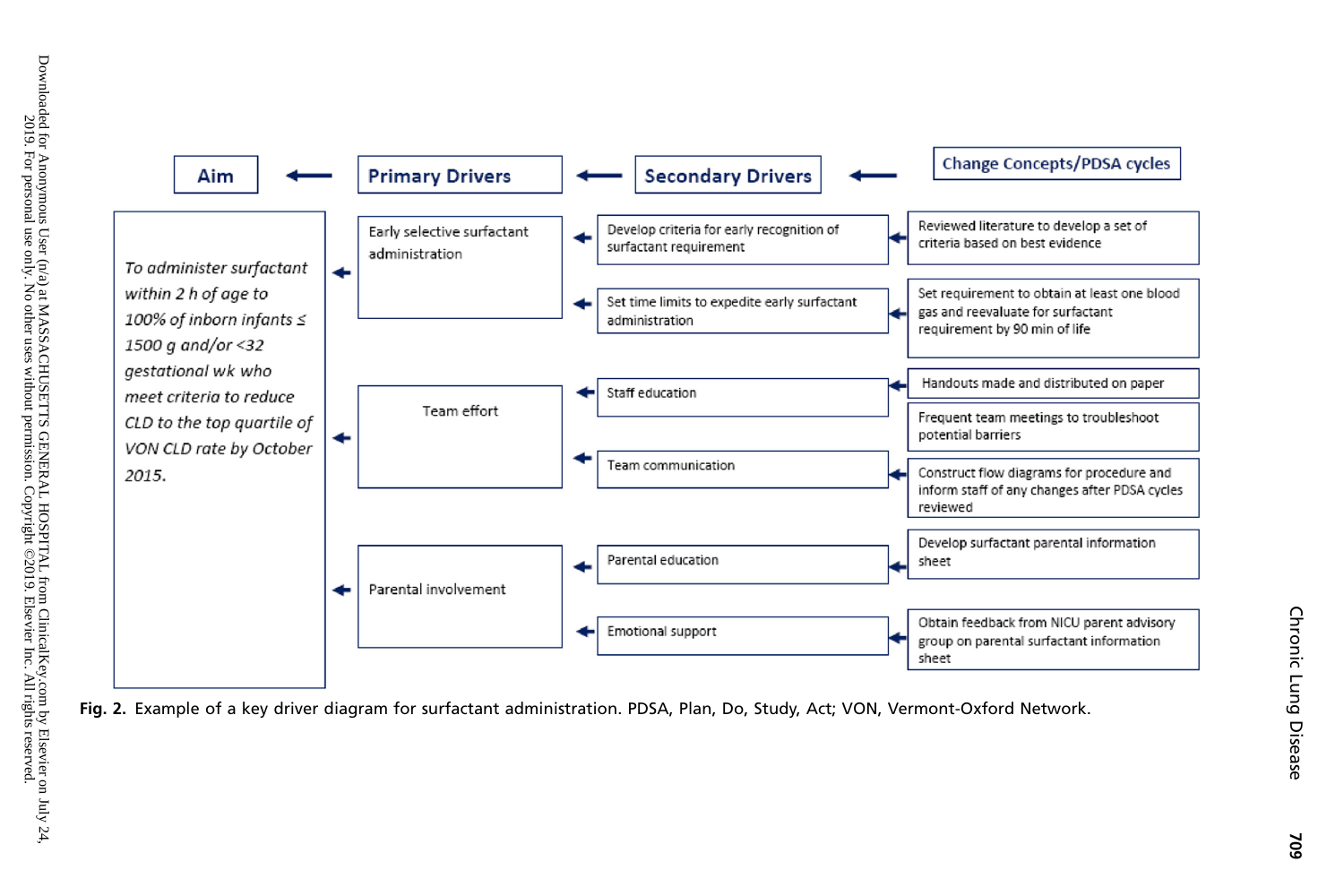| Aim | Primary Drivers | Secondary Drivers | Change Concepts/PDSA cycles |
| --- | --- | --- | --- |
| *To administer surfactant within 2 h of age to 100% of inborn infants ≤ 1500 g and/or <32 gestational wk who meet criteria to reduce CLD to the top quartile of VON CLD rate by October 2015.* | Early selective surfactant administration | Develop criteria for early recognition of surfactant requirement | Reviewed literature to develop a set of criteria based on best evidence |
| | | Set time limits to expedite early surfactant administration | Set requirement to obtain at least one blood gas and reevaluate for surfactant requirement by 90 min of life |
| | Team effort | Staff education | Handouts made and distributed on paper |
| | | | Frequent team meetings to troubleshoot potential barriers |
| | | Team communication | Construct flow diagrams for procedure and inform staff of any changes after PDSA cycles reviewed |
| | Parental involvement | Parental education | Develop surfactant parental information sheet |
| | | Emotional support | Obtain feedback from NICU parent advisory group on parental surfactant information sheet |

**Fig. 2.** Example of a key driver diagram for surfactant administration. PDSA, Plan, Do, Study, Act; VON, Vermont-Oxford Network.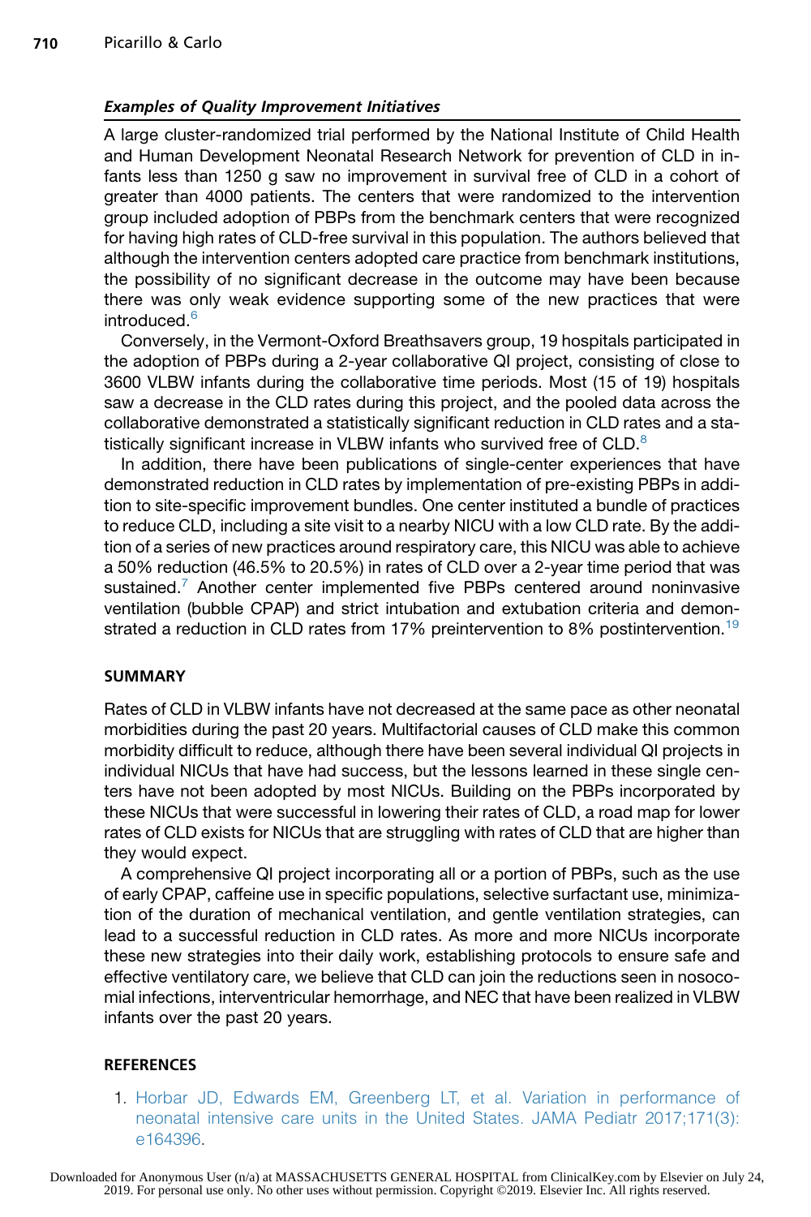### *Examples of Quality Improvement Initiatives*

A large cluster-randomized trial performed by the National Institute of Child Health and Human Development Neonatal Research Network for prevention of CLD in infants less than 1250 g saw no improvement in survival free of CLD in a cohort of greater than 4000 patients. The centers that were randomized to the intervention group included adoption of PBPs from the benchmark centers that were recognized for having high rates of CLD-free survival in this population. The authors believed that although the intervention centers adopted care practice from benchmark institutions, the possibility of no significant decrease in the outcome may have been because there was only weak evidence supporting some of the new practices that were introduced.[6]

Conversely, in the Vermont-Oxford Breathsavers group, 19 hospitals participated in the adoption of PBPs during a 2-year collaborative QI project, consisting of close to 3600 VLBW infants during the collaborative time periods. Most (15 of 19) hospitals saw a decrease in the CLD rates during this project, and the pooled data across the collaborative demonstrated a statistically significant reduction in CLD rates and a statistically significant increase in VLBW infants who survived free of CLD.[8]

In addition, there have been publications of single-center experiences that have demonstrated reduction in CLD rates by implementation of pre-existing PBPs in addition to site-specific improvement bundles. One center instituted a bundle of practices to reduce CLD, including a site visit to a nearby NICU with a low CLD rate. By the addition of a series of new practices around respiratory care, this NICU was able to achieve a 50% reduction (46.5% to 20.5%) in rates of CLD over a 2-year time period that was sustained.[7] Another center implemented five PBPs centered around noninvasive ventilation (bubble CPAP) and strict intubation and extubation criteria and demonstrated a reduction in CLD rates from 17% preintervention to 8% postintervention.[19]

## SUMMARY

Rates of CLD in VLBW infants have not decreased at the same pace as other neonatal morbidities during the past 20 years. Multifactorial causes of CLD make this common morbidity difficult to reduce, although there have been several individual QI projects in individual NICUs that have had success, but the lessons learned in these single centers have not been adopted by most NICUs. Building on the PBPs incorporated by these NICUs that were successful in lowering their rates of CLD, a road map for lower rates of CLD exists for NICUs that are struggling with rates of CLD that are higher than they would expect.

A comprehensive QI project incorporating all or a portion of PBPs, such as the use of early CPAP, caffeine use in specific populations, selective surfactant use, minimization of the duration of mechanical ventilation, and gentle ventilation strategies, can lead to a successful reduction in CLD rates. As more and more NICUs incorporate these new strategies into their daily work, establishing protocols to ensure safe and effective ventilatory care, we believe that CLD can join the reductions seen in nosocomial infections, interventricular hemorrhage, and NEC that have been realized in VLBW infants over the past 20 years.

## REFERENCES

1. Horbar JD, Edwards EM, Greenberg LT, et al. Variation in performance of neonatal intensive care units in the United States. JAMA Pediatr 2017;171(3):e164396.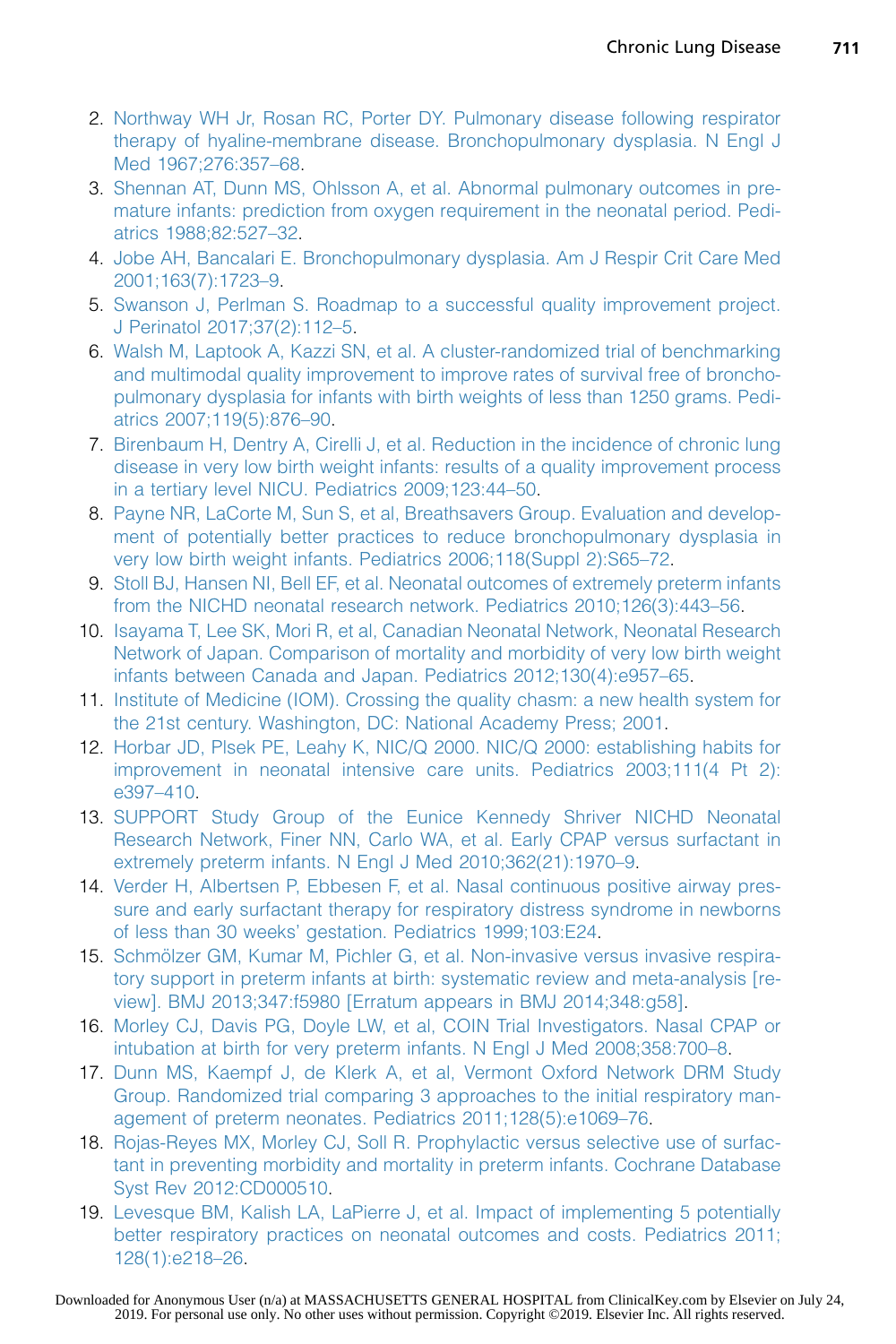2. Northway WH Jr, Rosan RC, Porter DY. Pulmonary disease following respirator therapy of hyaline-membrane disease. Bronchopulmonary dysplasia. N Engl J Med 1967;276:357–68.
3. Shennan AT, Dunn MS, Ohlsson A, et al. Abnormal pulmonary outcomes in premature infants: prediction from oxygen requirement in the neonatal period. Pediatrics 1988;82:527–32.
4. Jobe AH, Bancalari E. Bronchopulmonary dysplasia. Am J Respir Crit Care Med 2001;163(7):1723–9.
5. Swanson J, Perlman S. Roadmap to a successful quality improvement project. J Perinatol 2017;37(2):112–5.
6. Walsh M, Laptook A, Kazzi SN, et al. A cluster-randomized trial of benchmarking and multimodal quality improvement to improve rates of survival free of bronchopulmonary dysplasia for infants with birth weights of less than 1250 grams. Pediatrics 2007;119(5):876–90.
7. Birenbaum H, Dentry A, Cirelli J, et al. Reduction in the incidence of chronic lung disease in very low birth weight infants: results of a quality improvement process in a tertiary level NICU. Pediatrics 2009;123:44–50.
8. Payne NR, LaCorte M, Sun S, et al, Breathsavers Group. Evaluation and development of potentially better practices to reduce bronchopulmonary dysplasia in very low birth weight infants. Pediatrics 2006;118(Suppl 2):S65–72.
9. Stoll BJ, Hansen NI, Bell EF, et al. Neonatal outcomes of extremely preterm infants from the NICHD neonatal research network. Pediatrics 2010;126(3):443–56.
10. Isayama T, Lee SK, Mori R, et al, Canadian Neonatal Network, Neonatal Research Network of Japan. Comparison of mortality and morbidity of very low birth weight infants between Canada and Japan. Pediatrics 2012;130(4):e957–65.
11. Institute of Medicine (IOM). Crossing the quality chasm: a new health system for the 21st century. Washington, DC: National Academy Press; 2001.
12. Horbar JD, Plsek PE, Leahy K, NIC/Q 2000. NIC/Q 2000: establishing habits for improvement in neonatal intensive care units. Pediatrics 2003;111(4 Pt 2): e397–410.
13. SUPPORT Study Group of the Eunice Kennedy Shriver NICHD Neonatal Research Network, Finer NN, Carlo WA, et al. Early CPAP versus surfactant in extremely preterm infants. N Engl J Med 2010;362(21):1970–9.
14. Verder H, Albertsen P, Ebbesen F, et al. Nasal continuous positive airway pressure and early surfactant therapy for respiratory distress syndrome in newborns of less than 30 weeks' gestation. Pediatrics 1999;103:E24.
15. Schmölzer GM, Kumar M, Pichler G, et al. Non-invasive versus invasive respiratory support in preterm infants at birth: systematic review and meta-analysis [review]. BMJ 2013;347:f5980 [Erratum appears in BMJ 2014;348:g58].
16. Morley CJ, Davis PG, Doyle LW, et al, COIN Trial Investigators. Nasal CPAP or intubation at birth for very preterm infants. N Engl J Med 2008;358:700–8.
17. Dunn MS, Kaempf J, de Klerk A, et al, Vermont Oxford Network DRM Study Group. Randomized trial comparing 3 approaches to the initial respiratory management of preterm neonates. Pediatrics 2011;128(5):e1069–76.
18. Rojas-Reyes MX, Morley CJ, Soll R. Prophylactic versus selective use of surfactant in preventing morbidity and mortality in preterm infants. Cochrane Database Syst Rev 2012:CD000510.
19. Levesque BM, Kalish LA, LaPierre J, et al. Impact of implementing 5 potentially better respiratory practices on neonatal outcomes and costs. Pediatrics 2011; 128(1):e218–26.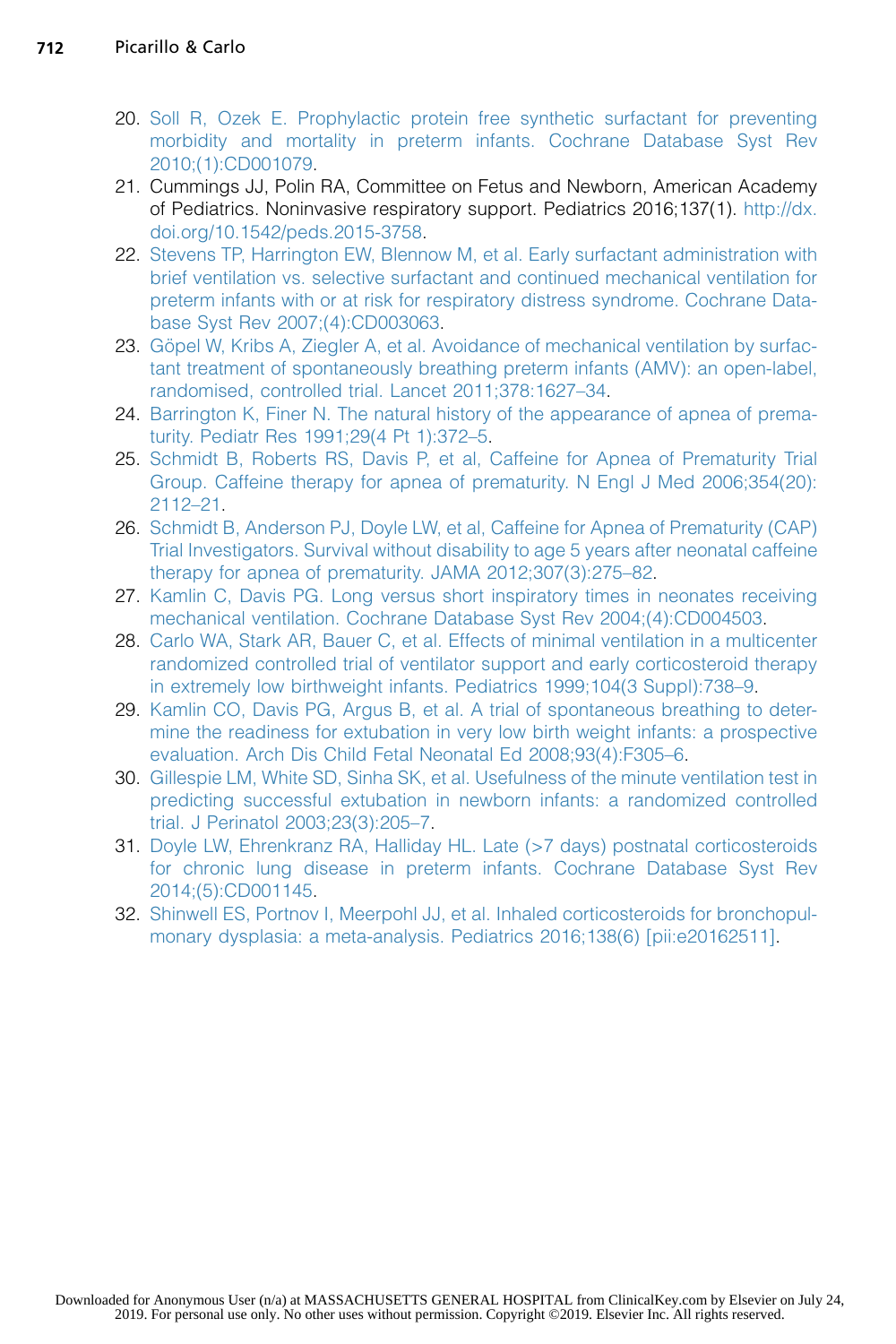20. Soll R, Ozek E. Prophylactic protein free synthetic surfactant for preventing morbidity and mortality in preterm infants. Cochrane Database Syst Rev 2010;(1):CD001079.
21. Cummings JJ, Polin RA, Committee on Fetus and Newborn, American Academy of Pediatrics. Noninvasive respiratory support. Pediatrics 2016;137(1). http://dx.doi.org/10.1542/peds.2015-3758.
22. Stevens TP, Harrington EW, Blennow M, et al. Early surfactant administration with brief ventilation vs. selective surfactant and continued mechanical ventilation for preterm infants with or at risk for respiratory distress syndrome. Cochrane Database Syst Rev 2007;(4):CD003063.
23. Göpel W, Kribs A, Ziegler A, et al. Avoidance of mechanical ventilation by surfactant treatment of spontaneously breathing preterm infants (AMV): an open-label, randomised, controlled trial. Lancet 2011;378:1627–34.
24. Barrington K, Finer N. The natural history of the appearance of apnea of prematurity. Pediatr Res 1991;29(4 Pt 1):372–5.
25. Schmidt B, Roberts RS, Davis P, et al, Caffeine for Apnea of Prematurity Trial Group. Caffeine therapy for apnea of prematurity. N Engl J Med 2006;354(20):2112–21.
26. Schmidt B, Anderson PJ, Doyle LW, et al, Caffeine for Apnea of Prematurity (CAP) Trial Investigators. Survival without disability to age 5 years after neonatal caffeine therapy for apnea of prematurity. JAMA 2012;307(3):275–82.
27. Kamlin C, Davis PG. Long versus short inspiratory times in neonates receiving mechanical ventilation. Cochrane Database Syst Rev 2004;(4):CD004503.
28. Carlo WA, Stark AR, Bauer C, et al. Effects of minimal ventilation in a multicenter randomized controlled trial of ventilator support and early corticosteroid therapy in extremely low birthweight infants. Pediatrics 1999;104(3 Suppl):738–9.
29. Kamlin CO, Davis PG, Argus B, et al. A trial of spontaneous breathing to determine the readiness for extubation in very low birth weight infants: a prospective evaluation. Arch Dis Child Fetal Neonatal Ed 2008;93(4):F305–6.
30. Gillespie LM, White SD, Sinha SK, et al. Usefulness of the minute ventilation test in predicting successful extubation in newborn infants: a randomized controlled trial. J Perinatol 2003;23(3):205–7.
31. Doyle LW, Ehrenkranz RA, Halliday HL. Late (>7 days) postnatal corticosteroids for chronic lung disease in preterm infants. Cochrane Database Syst Rev 2014;(5):CD001145.
32. Shinwell ES, Portnov I, Meerpohl JJ, et al. Inhaled corticosteroids for bronchopulmonary dysplasia: a meta-analysis. Pediatrics 2016;138(6) [pii:e20162511].